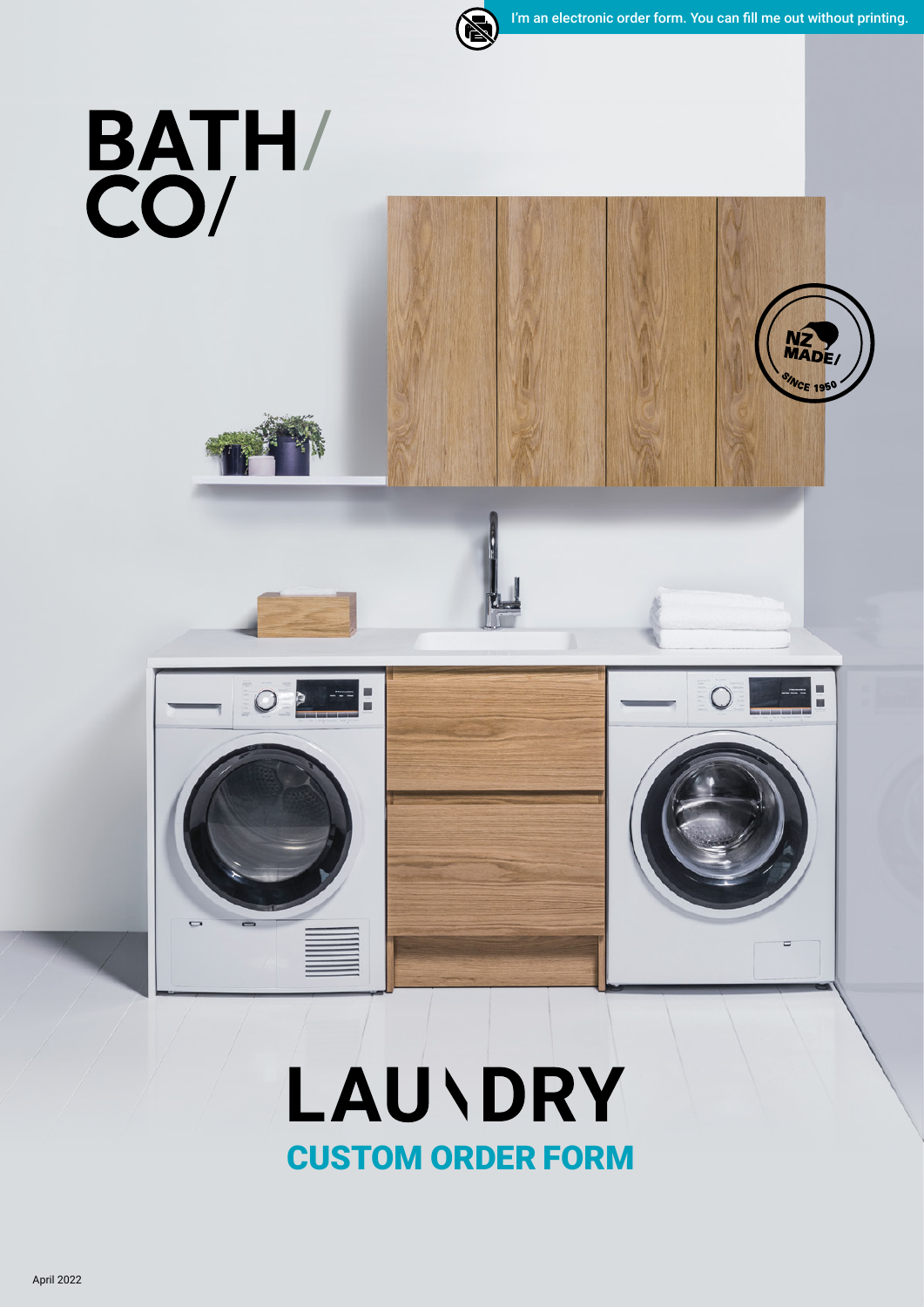I'm an electronic order form. You can fill me out without printing.

# BATH/ CO/

NZ MADE/ SINCE 1950

# LAUNDRY

## CUSTOM ORDER FORM

April 2022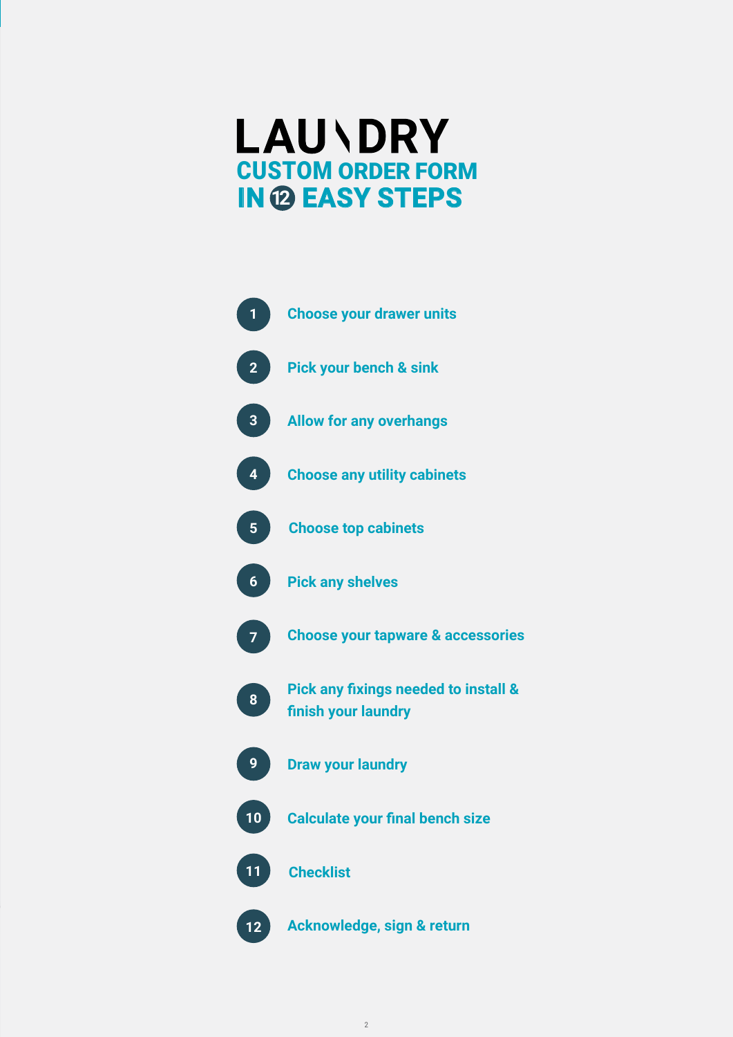# LAUNDRY

## CUSTOM ORDER FORM IN 12 EASY STEPS

1. Choose your drawer units
2. Pick your bench & sink
3. Allow for any overhangs
4. Choose any utility cabinets
5. Choose top cabinets
6. Pick any shelves
7. Choose your tapware & accessories
8. Pick any fixings needed to install & finish your laundry
9. Draw your laundry
10. Calculate your final bench size
11. Checklist
12. Acknowledge, sign & return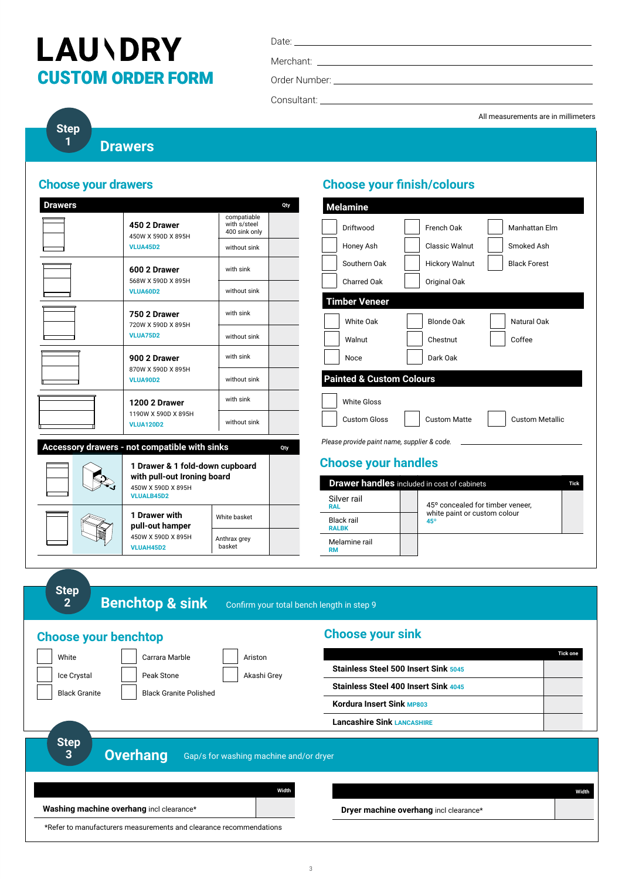# LAUNDRY
## CUSTOM ORDER FORM

Date: ______________________

Merchant: ______________________

Order Number: ______________________

Consultant: ______________________

All measurements are in millimeters

## Step 1 Drawers

### Choose your drawers

| Drawers | | | Qty |
|---|---|---|---|
| **450 2 Drawer** 450W X 590D X 895H VLUA45D2 | | compatiable with s/steel 400 sink only | |
| | | without sink | |
| **600 2 Drawer** 568W X 590D X 895H VLUA60D2 | | with sink | |
| | | without sink | |
| **750 2 Drawer** 720W X 590D X 895H VLUA75D2 | | with sink | |
| | | without sink | |
| **900 2 Drawer** 870W X 590D X 895H VLUA90D2 | | with sink | |
| | | without sink | |
| **1200 2 Drawer** 1190W X 590D X 895H VLUA120D2 | | with sink | |
| | | without sink | |

| Accessory drawers - not compatible with sinks | | Qty |
|---|---|---|
| **1 Drawer & 1 fold-down cupboard with pull-out Ironing board** 450W X 590D X 895H VLUALB45D2 | | |
| **1 Drawer with pull-out hamper** 450W X 590D X 895H VLUAH45D2 | White basket | |
| | Anthrax grey basket | |

### Choose your finish/colours

**Melamine**

- [ ] Driftwood
- [ ] French Oak
- [ ] Manhattan Elm
- [ ] Honey Ash
- [ ] Classic Walnut
- [ ] Smoked Ash
- [ ] Southern Oak
- [ ] Hickory Walnut
- [ ] Black Forest
- [ ] Charred Oak
- [ ] Original Oak

**Timber Veneer**

- [ ] White Oak
- [ ] Blonde Oak
- [ ] Natural Oak
- [ ] Walnut
- [ ] Chestnut
- [ ] Coffee
- [ ] Noce
- [ ] Dark Oak

**Painted & Custom Colours**

- [ ] White Gloss
- [ ] Custom Gloss
- [ ] Custom Matte
- [ ] Custom Metallic

*Please provide paint name, supplier & code.* ______________________

### Choose your handles

| **Drawer handles** included in cost of cabinets | Tick | | Tick |
|---|---|---|---|
| Silver rail RAL | | 45º concealed for timber veneer, white paint or custom colour 45º | |
| Black rail RALBK | | | |
| Melamine rail RM | | | |

## Step 2 Benchtop & sink

Confirm your total bench length in step 9

### Choose your benchtop

- [ ] White
- [ ] Carrara Marble
- [ ] Ariston
- [ ] Ice Crystal
- [ ] Peak Stone
- [ ] Akashi Grey
- [ ] Black Granite
- [ ] Black Granite Polished

### Choose your sink

| | Tick one |
|---|---|
| **Stainless Steel 500 Insert Sink** 5045 | |
| **Stainless Steel 400 Insert Sink** 4045 | |
| **Kordura Insert Sink** MP803 | |
| **Lancashire Sink** LANCASHIRE | |

## Step 3 Overhang

Gap/s for washing machine and/or dryer

| | Width |
|---|---|
| **Washing machine overhang** incl clearance* | |

| | Width |
|---|---|
| **Dryer machine overhang** incl clearance* | |

*Refer to manufacturers measurements and clearance recommendations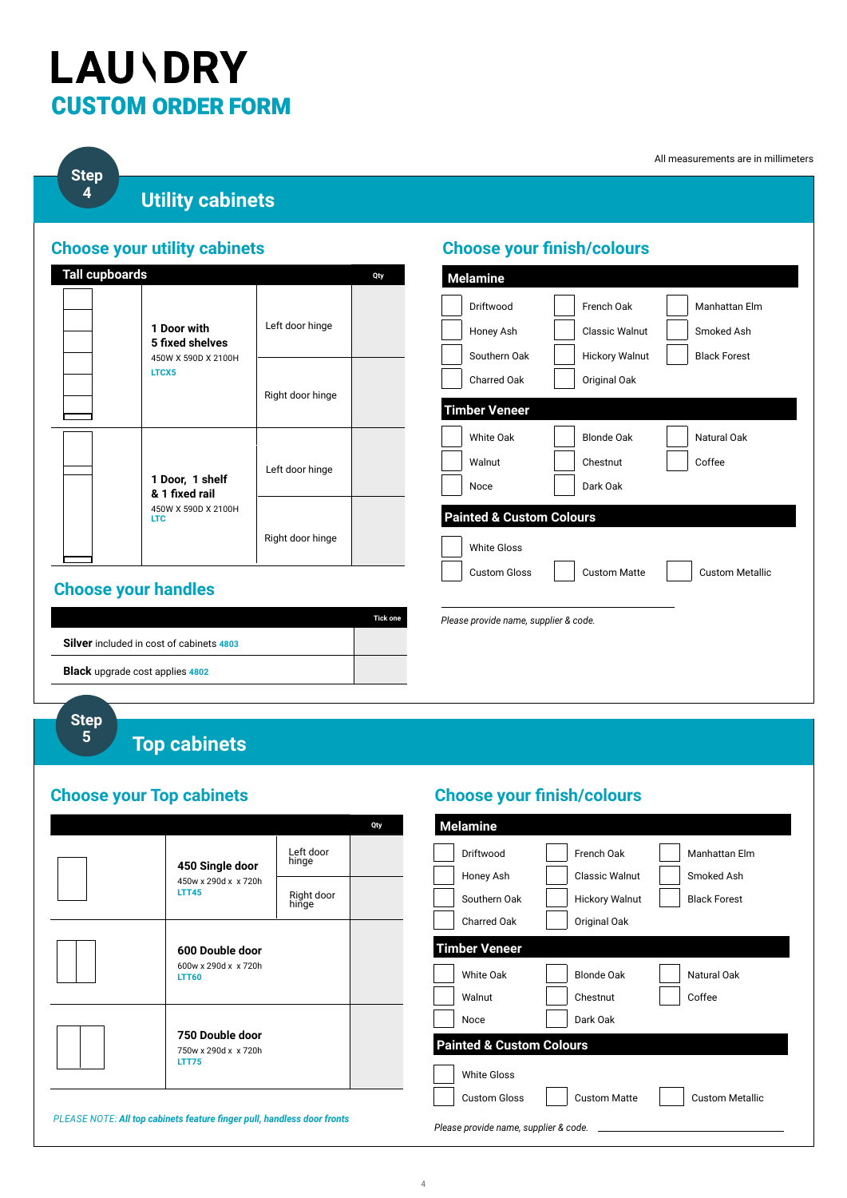# LAUNDRY
## CUSTOM ORDER FORM

All measurements are in millimeters

## Step 4 Utility cabinets

### Choose your utility cabinets

| Tall cupboards | | | Qty |
|---|---|---|---|
| | **1 Door with 5 fixed shelves** 450W X 590D X 2100H LTCX5 | Left door hinge | |
| | | Right door hinge | |
| | **1 Door, 1 shelf & 1 fixed rail** 450W X 590D X 2100H LTC | Left door hinge | |
| | | Right door hinge | |

### Choose your handles

| | Tick one |
|---|---|
| **Silver** included in cost of cabinets 4803 | |
| **Black** upgrade cost applies 4802 | |

### Choose your finish/colours

**Melamine**

- ☐ Driftwood
- ☐ French Oak
- ☐ Manhattan Elm
- ☐ Honey Ash
- ☐ Classic Walnut
- ☐ Smoked Ash
- ☐ Southern Oak
- ☐ Hickory Walnut
- ☐ Black Forest
- ☐ Charred Oak
- ☐ Original Oak

**Timber Veneer**

- ☐ White Oak
- ☐ Blonde Oak
- ☐ Natural Oak
- ☐ Walnut
- ☐ Chestnut
- ☐ Coffee
- ☐ Noce
- ☐ Dark Oak

**Painted & Custom Colours**

- ☐ White Gloss
- ☐ Custom Gloss
- ☐ Custom Matte
- ☐ Custom Metallic

_______________________________

*Please provide name, supplier & code.*

## Step 5 Top cabinets

### Choose your Top cabinets

| | | | Qty |
|---|---|---|---|
| | **450 Single door** 450w x 290d x x 720h LTT45 | Left door hinge | |
| | | Right door hinge | |
| | **600 Double door** 600w x 290d x x 720h LTT60 | | |
| | **750 Double door** 750w x 290d x x 720h LTT75 | | |

*PLEASE NOTE: **All top cabinets feature finger pull, handless door fronts***

### Choose your finish/colours

**Melamine**

- ☐ Driftwood
- ☐ French Oak
- ☐ Manhattan Elm
- ☐ Honey Ash
- ☐ Classic Walnut
- ☐ Smoked Ash
- ☐ Southern Oak
- ☐ Hickory Walnut
- ☐ Black Forest
- ☐ Charred Oak
- ☐ Original Oak

**Timber Veneer**

- ☐ White Oak
- ☐ Blonde Oak
- ☐ Natural Oak
- ☐ Walnut
- ☐ Chestnut
- ☐ Coffee
- ☐ Noce
- ☐ Dark Oak

**Painted & Custom Colours**

- ☐ White Gloss
- ☐ Custom Gloss
- ☐ Custom Matte
- ☐ Custom Metallic

*Please provide name, supplier & code.* _______________________________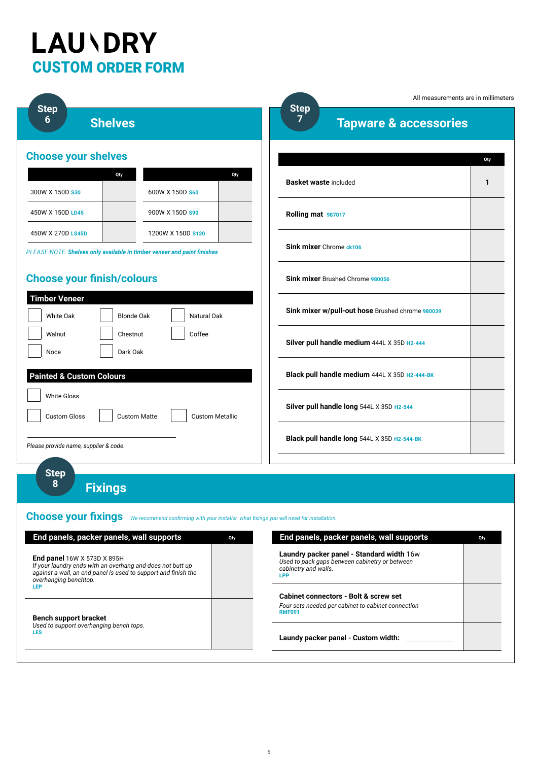# LAUNDRY
## CUSTOM ORDER FORM

All measurements are in millimeters

## Step 6 — Shelves

### Choose your shelves

| | Qty |
|---|---|
| 300W X 150D **S30** | |
| 450W X 150D **LD45** | |
| 450W X 270D **LS45D** | |

| | Qty |
|---|---|
| 600W X 150D **S60** | |
| 900W X 150D **S90** | |
| 1200W X 150D **S120** | |

*PLEASE NOTE: **Shelves only available in timber veneer and paint finishes***

### Choose your finish/colours

**Timber Veneer**

- [ ] White Oak
- [ ] Blonde Oak
- [ ] Natural Oak
- [ ] Walnut
- [ ] Chestnut
- [ ] Coffee
- [ ] Noce
- [ ] Dark Oak

**Painted & Custom Colours**

- [ ] White Gloss
- [ ] Custom Gloss
- [ ] Custom Matte
- [ ] Custom Metallic

_______________________________

*Please provide name, supplier & code.*

## Step 7 — Tapware & accessories

| | Qty |
|---|---|
| **Basket waste** included | 1 |
| **Rolling mat** 987017 | |
| **Sink mixer** Chrome ck106 | |
| **Sink mixer** Brushed Chrome 980056 | |
| **Sink mixer w/pull-out hose** Brushed chrome 980039 | |
| **Silver pull handle medium** 444L X 35D H2-444 | |
| **Black pull handle medium** 444L X 35D H2-444-BK | |
| **Silver pull handle long** 544L X 35D H2-544 | |
| **Black pull handle long** 544L X 35D H2-544-BK | |

## Step 8 — Fixings

### Choose your fixings

*We recommend confirming with your installer what fixings you will need for installation.*

| End panels, packer panels, wall supports | Qty |
|---|---|
| **End panel** 16W X 573D X 895H<br>*If your laundry ends with an overhang and does not butt up against a wall, an end panel is used to support and finish the overhanging benchtop.*<br>LEP | |
| **Bench support bracket**<br>*Used to support overhanging bench tops.*<br>LES | |

| End panels, packer panels, wall supports | Qty |
|---|---|
| **Laundry packer panel - Standard width** 16w<br>*Used to pack gaps between cabinetry or between cabinetry and walls.*<br>LPP | |
| **Cabinet connectors - Bolt & screw set**<br>*Four sets needed per cabinet to cabinet connection*<br>RMF091 | |
| **Laundy packer panel - Custom width:** ____________ | |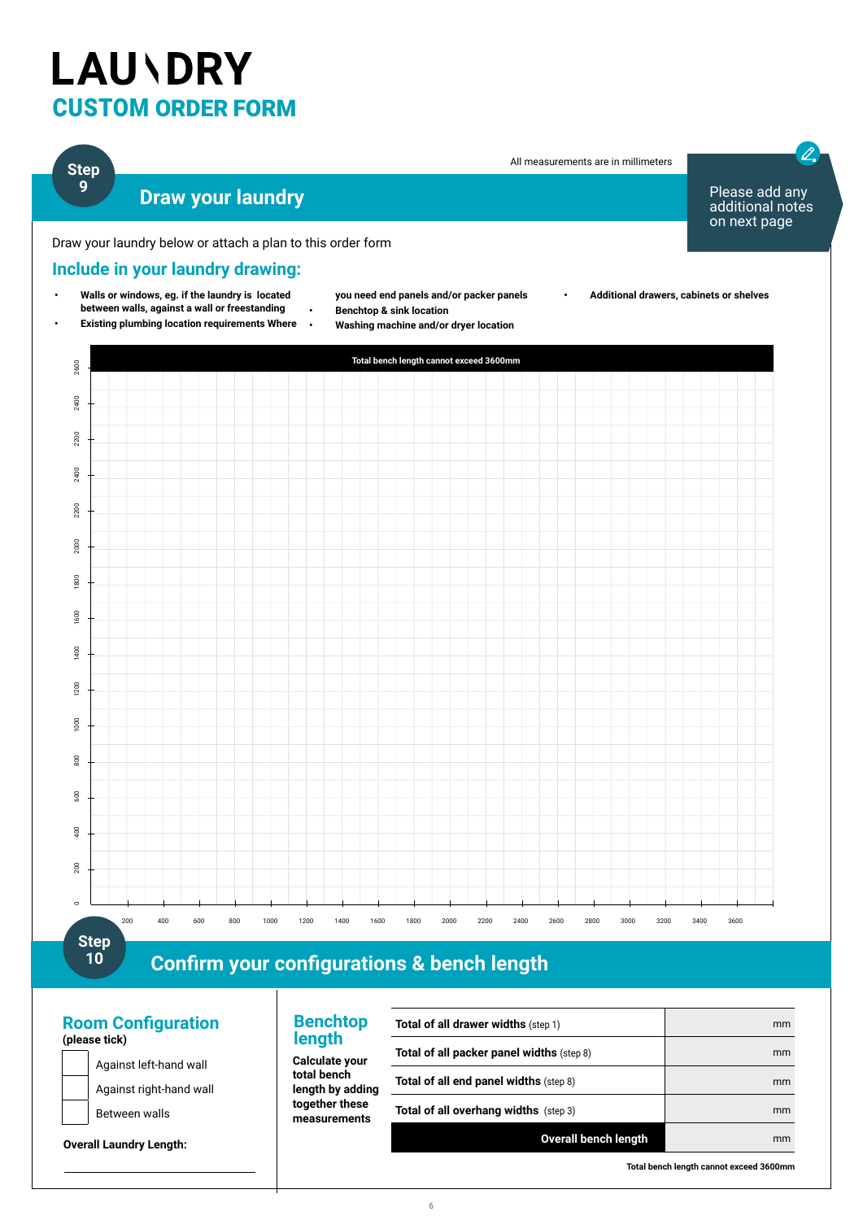# LAUNDRY

## CUSTOM ORDER FORM

All measurements are in millimeters

**Step 9**

## Draw your laundry

Please add any additional notes on next page

Draw your laundry below or attach a plan to this order form

### Include in your laundry drawing:

- Walls or windows, eg. if the laundry is located between walls, against a wall or freestanding
- Existing plumbing location requirements Where you need end panels and/or packer panels
- Benchtop & sink location
- Washing machine and/or dryer location
- Additional drawers, cabinets or shelves

Total bench length cannot exceed 3600mm

Vertical axis: 0, 200, 400, 600, 800, 1000, 1200, 1400, 1600, 1800, 2000, 2200, 2400, 2200, 2400, 2600

Horizontal axis: 200, 400, 600, 800, 1000, 1200, 1400, 1600, 1800, 2000, 2200, 2400, 2600, 2800, 3000, 3200, 3400, 3600

**Step 10**

## Confirm your configurations & bench length

### Room Configuration

**(please tick)**

- ☐ Against left-hand wall
- ☐ Against right-hand wall
- ☐ Between walls

**Overall Laundry Length:** ____________________

### Benchtop length

**Calculate your total bench length by adding together these measurements**

| | |
|---|---|
| **Total of all drawer widths** (step 1) | mm |
| **Total of all packer panel widths** (step 8) | mm |
| **Total of all end panel widths** (step 8) | mm |
| **Total of all overhang widths** (step 3) | mm |
| **Overall bench length** | mm |

**Total bench length cannot exceed 3600mm**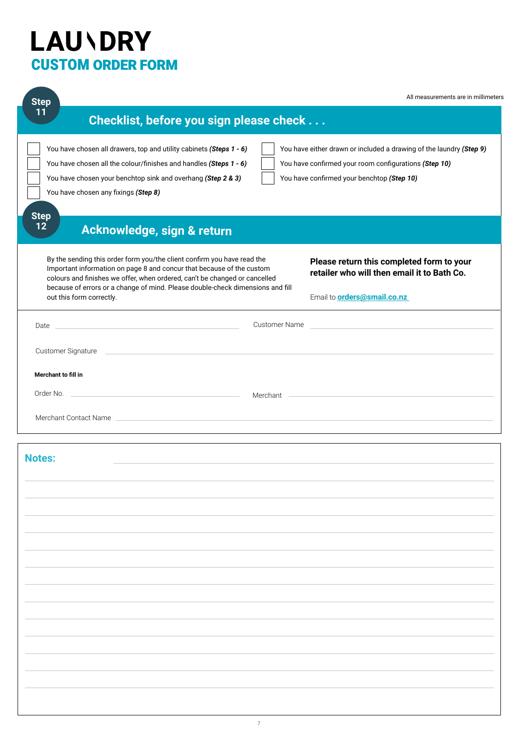# LAUNDRY

## CUSTOM ORDER FORM

All measurements are in millimeters

## Step 11 — Checklist, before you sign please check . . .

- [ ] You have chosen all drawers, top and utility cabinets ***(Steps 1 - 6)***
- [ ] You have chosen all the colour/finishes and handles ***(Steps 1 - 6)***
- [ ] You have chosen your benchtop sink and overhang ***(Step 2 & 3)***
- [ ] You have chosen any fixings ***(Step 8)***
- [ ] You have either drawn or included a drawing of the laundry ***(Step 9)***
- [ ] You have confirmed your room configurations ***(Step 10)***
- [ ] You have confirmed your benchtop ***(Step 10)***

## Step 12 — Acknowledge, sign & return

By the sending this order form you/the client confirm you have read the Important information on page 8 and concur that because of the custom colours and finishes we offer, when ordered, can't be changed or cancelled because of errors or a change of mind. Please double-check dimensions and fill out this form correctly.

**Please return this completed form to your retailer who will then email it to Bath Co.**

Email to **orders@smail.co.nz**

Date ______________________ Customer Name ______________________

Customer Signature ______________________

**Merchant to fill in**

Order No. ______________________ Merchant ______________________

Merchant Contact Name ______________________

**Notes:**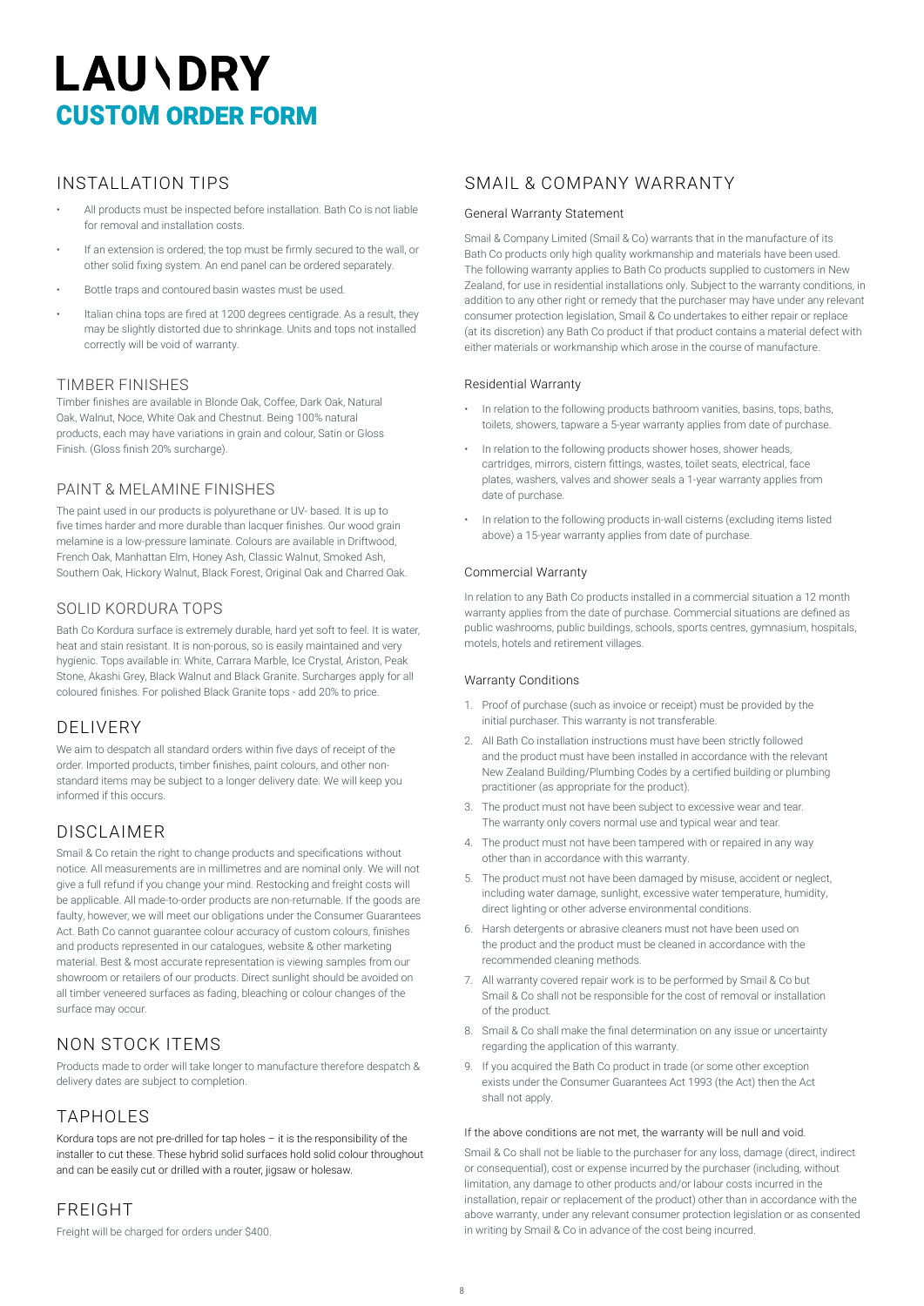# LAUNDRY
## CUSTOM ORDER FORM

## INSTALLATION TIPS

- All products must be inspected before installation. Bath Co is not liable for removal and installation costs.
- If an extension is ordered; the top must be firmly secured to the wall, or other solid fixing system. An end panel can be ordered separately.
- Bottle traps and contoured basin wastes must be used.
- Italian china tops are fired at 1200 degrees centigrade. As a result, they may be slightly distorted due to shrinkage. Units and tops not installed correctly will be void of warranty.

### TIMBER FINISHES

Timber finishes are available in Blonde Oak, Coffee, Dark Oak, Natural Oak, Walnut, Noce, White Oak and Chestnut. Being 100% natural products, each may have variations in grain and colour, Satin or Gloss Finish. (Gloss finish 20% surcharge).

### PAINT & MELAMINE FINISHES

The paint used in our products is polyurethane or UV- based. It is up to five times harder and more durable than lacquer finishes. Our wood grain melamine is a low-pressure laminate. Colours are available in Driftwood, French Oak, Manhattan Elm, Honey Ash, Classic Walnut, Smoked Ash, Southern Oak, Hickory Walnut, Black Forest, Original Oak and Charred Oak.

### SOLID KORDURA TOPS

Bath Co Kordura surface is extremely durable, hard yet soft to feel. It is water, heat and stain resistant. It is non-porous, so is easily maintained and very hygienic. Tops available in: White, Carrara Marble, Ice Crystal, Ariston, Peak Stone, Akashi Grey, Black Walnut and Black Granite. Surcharges apply for all coloured finishes. For polished Black Granite tops - add 20% to price.

## DELIVERY

We aim to despatch all standard orders within five days of receipt of the order. Imported products, timber finishes, paint colours, and other non-standard items may be subject to a longer delivery date. We will keep you informed if this occurs.

## DISCLAIMER

Smail & Co retain the right to change products and specifications without notice. All measurements are in millimetres and are nominal only. We will not give a full refund if you change your mind. Restocking and freight costs will be applicable. All made-to-order products are non-returnable. If the goods are faulty, however, we will meet our obligations under the Consumer Guarantees Act. Bath Co cannot guarantee colour accuracy of custom colours, finishes and products represented in our catalogues, website & other marketing material. Best & most accurate representation is viewing samples from our showroom or retailers of our products. Direct sunlight should be avoided on all timber veneered surfaces as fading, bleaching or colour changes of the surface may occur.

## NON STOCK ITEMS

Products made to order will take longer to manufacture therefore despatch & delivery dates are subject to completion.

## TAPHOLES

Kordura tops are not pre-drilled for tap holes – it is the responsibility of the installer to cut these. These hybrid solid surfaces hold solid colour throughout and can be easily cut or drilled with a router, jigsaw or holesaw.

## FREIGHT

Freight will be charged for orders under $400.

## SMAIL & COMPANY WARRANTY

### General Warranty Statement

Smail & Company Limited (Smail & Co) warrants that in the manufacture of its Bath Co products only high quality workmanship and materials have been used. The following warranty applies to Bath Co products supplied to customers in New Zealand, for use in residential installations only. Subject to the warranty conditions, in addition to any other right or remedy that the purchaser may have under any relevant consumer protection legislation, Smail & Co undertakes to either repair or replace (at its discretion) any Bath Co product if that product contains a material defect with either materials or workmanship which arose in the course of manufacture.

### Residential Warranty

- In relation to the following products bathroom vanities, basins, tops, baths, toilets, showers, tapware a 5-year warranty applies from date of purchase.
- In relation to the following products shower hoses, shower heads, cartridges, mirrors, cistern fittings, wastes, toilet seats, electrical, face plates, washers, valves and shower seals a 1-year warranty applies from date of purchase.
- In relation to the following products in-wall cisterns (excluding items listed above) a 15-year warranty applies from date of purchase.

### Commercial Warranty

In relation to any Bath Co products installed in a commercial situation a 12 month warranty applies from the date of purchase. Commercial situations are defined as public washrooms, public buildings, schools, sports centres, gymnasium, hospitals, motels, hotels and retirement villages.

### Warranty Conditions

1. Proof of purchase (such as invoice or receipt) must be provided by the initial purchaser. This warranty is not transferable.
2. All Bath Co installation instructions must have been strictly followed and the product must have been installed in accordance with the relevant New Zealand Building/Plumbing Codes by a certified building or plumbing practitioner (as appropriate for the product).
3. The product must not have been subject to excessive wear and tear. The warranty only covers normal use and typical wear and tear.
4. The product must not have been tampered with or repaired in any way other than in accordance with this warranty.
5. The product must not have been damaged by misuse, accident or neglect, including water damage, sunlight, excessive water temperature, humidity, direct lighting or other adverse environmental conditions.
6. Harsh detergents or abrasive cleaners must not have been used on the product and the product must be cleaned in accordance with the recommended cleaning methods.
7. All warranty covered repair work is to be performed by Smail & Co but Smail & Co shall not be responsible for the cost of removal or installation of the product.
8. Smail & Co shall make the final determination on any issue or uncertainty regarding the application of this warranty.
9. If you acquired the Bath Co product in trade (or some other exception exists under the Consumer Guarantees Act 1993 (the Act) then the Act shall not apply.

If the above conditions are not met, the warranty will be null and void.

Smail & Co shall not be liable to the purchaser for any loss, damage (direct, indirect or consequential), cost or expense incurred by the purchaser (including, without limitation, any damage to other products and/or labour costs incurred in the installation, repair or replacement of the product) other than in accordance with the above warranty, under any relevant consumer protection legislation or as consented in writing by Smail & Co in advance of the cost being incurred.